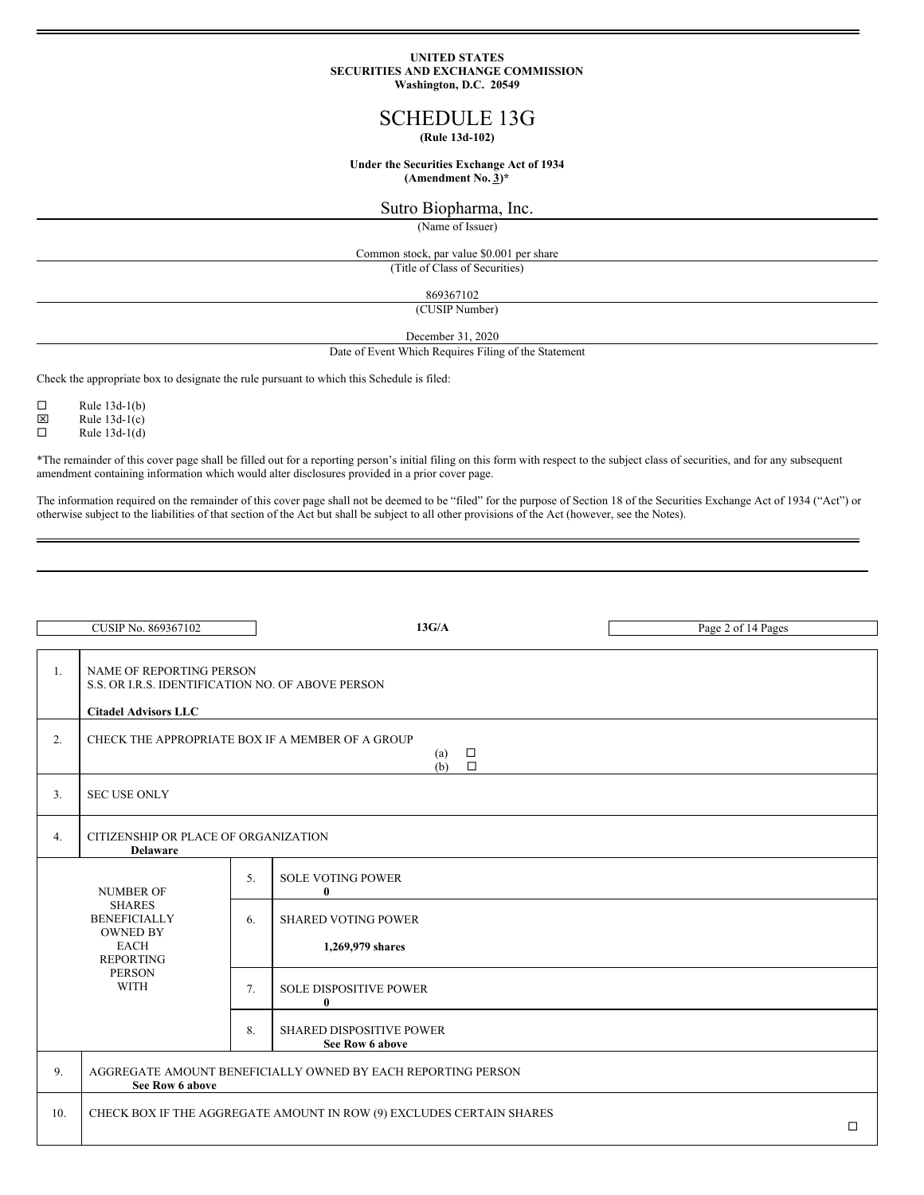**UNITED STATES**
**SECURITIES AND EXCHANGE COMMISSION**
**Washington, D.C. 20549**

# SCHEDULE 13G

**(Rule 13d-102)**

**Under the Securities Exchange Act of 1934**
**(Amendment No. 3)***

Sutro Biopharma, Inc.

(Name of Issuer)

Common stock, par value $0.001 per share

(Title of Class of Securities)

869367102

(CUSIP Number)

December 31, 2020

Date of Event Which Requires Filing of the Statement

Check the appropriate box to designate the rule pursuant to which this Schedule is filed:

☐ Rule 13d-1(b)
☒ Rule 13d-1(c)
☐ Rule 13d-1(d)

*The remainder of this cover page shall be filled out for a reporting person's initial filing on this form with respect to the subject class of securities, and for any subsequent amendment containing information which would alter disclosures provided in a prior cover page.

The information required on the remainder of this cover page shall not be deemed to be "filed" for the purpose of Section 18 of the Securities Exchange Act of 1934 ("Act") or otherwise subject to the liabilities of that section of the Act but shall be subject to all other provisions of the Act (however, see the Notes).

---

| CUSIP No. 869367102 | 13G/A | Page 2 of 14 Pages |
|---|---|---|

| | | | |
|---|---|---|---|
| 1. | NAME OF REPORTING PERSON<br>S.S. OR I.R.S. IDENTIFICATION NO. OF ABOVE PERSON<br>**Citadel Advisors LLC** | | |
| 2. | CHECK THE APPROPRIATE BOX IF A MEMBER OF A GROUP<br>(a) ☐<br>(b) ☐ | | |
| 3. | SEC USE ONLY | | |
| 4. | CITIZENSHIP OR PLACE OF ORGANIZATION<br>**Delaware** | | |
| NUMBER OF SHARES BENEFICIALLY OWNED BY EACH REPORTING PERSON WITH | 5. | SOLE VOTING POWER<br>**0** | |
| | 6. | SHARED VOTING POWER<br>**1,269,979 shares** | |
| | 7. | SOLE DISPOSITIVE POWER<br>**0** | |
| | 8. | SHARED DISPOSITIVE POWER<br>**See Row 6 above** | |
| 9. | AGGREGATE AMOUNT BENEFICIALLY OWNED BY EACH REPORTING PERSON<br>**See Row 6 above** | | |
| 10. | CHECK BOX IF THE AGGREGATE AMOUNT IN ROW (9) EXCLUDES CERTAIN SHARES ☐ | | |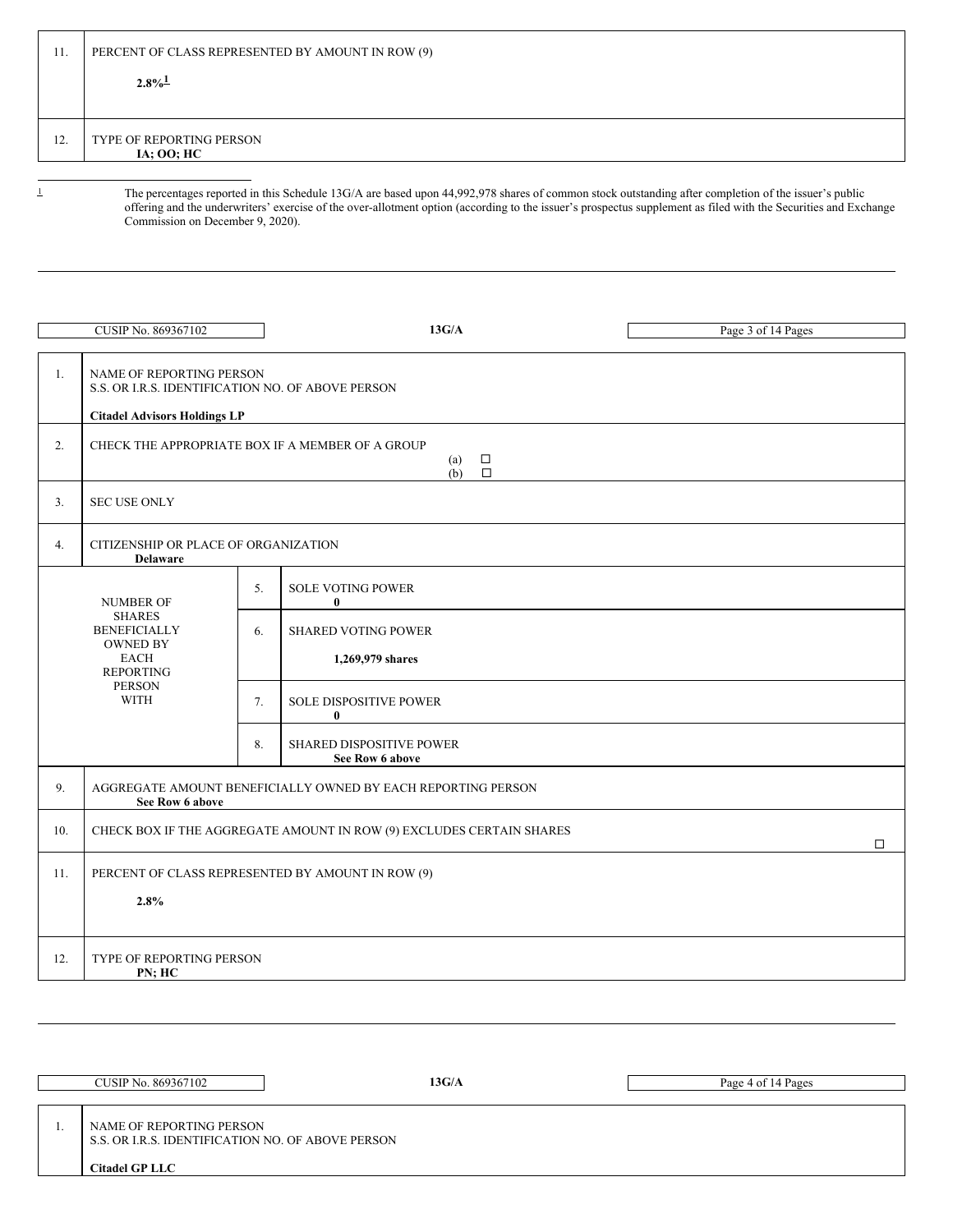| | |
|---|---|
| 11. | PERCENT OF CLASS REPRESENTED BY AMOUNT IN ROW (9)<br><br>**2.8%**[1] |
| 12. | TYPE OF REPORTING PERSON<br>**IA; OO; HC** |

[1] The percentages reported in this Schedule 13G/A are based upon 44,992,978 shares of common stock outstanding after completion of the issuer's public offering and the underwriters' exercise of the over-allotment option (according to the issuer's prospectus supplement as filed with the Securities and Exchange Commission on December 9, 2020).

---

CUSIP No. 869367102 | **13G/A**

| | | | |
|---|---|---|---|
| 1. | NAME OF REPORTING PERSON<br>S.S. OR I.R.S. IDENTIFICATION NO. OF ABOVE PERSON<br><br>**Citadel Advisors Holdings LP** | | |
| 2. | CHECK THE APPROPRIATE BOX IF A MEMBER OF A GROUP<br>(a) ☐<br>(b) ☐ | | |
| 3. | SEC USE ONLY | | |
| 4. | CITIZENSHIP OR PLACE OF ORGANIZATION<br>**Delaware** | | |
| NUMBER OF SHARES BENEFICIALLY OWNED BY EACH REPORTING PERSON WITH | | 5. | SOLE VOTING POWER<br>**0** |
| | | 6. | SHARED VOTING POWER<br><br>**1,269,979 shares** |
| | | 7. | SOLE DISPOSITIVE POWER<br>**0** |
| | | 8. | SHARED DISPOSITIVE POWER<br>**See Row 6 above** |
| 9. | AGGREGATE AMOUNT BENEFICIALLY OWNED BY EACH REPORTING PERSON<br>**See Row 6 above** | | |
| 10. | CHECK BOX IF THE AGGREGATE AMOUNT IN ROW (9) EXCLUDES CERTAIN SHARES ☐ | | |
| 11. | PERCENT OF CLASS REPRESENTED BY AMOUNT IN ROW (9)<br><br>**2.8%** | | |
| 12. | TYPE OF REPORTING PERSON<br>**PN; HC** | | |

---

CUSIP No. 869367102 | **13G/A**

| | |
|---|---|
| 1. | NAME OF REPORTING PERSON<br>S.S. OR I.R.S. IDENTIFICATION NO. OF ABOVE PERSON<br><br>**Citadel GP LLC** |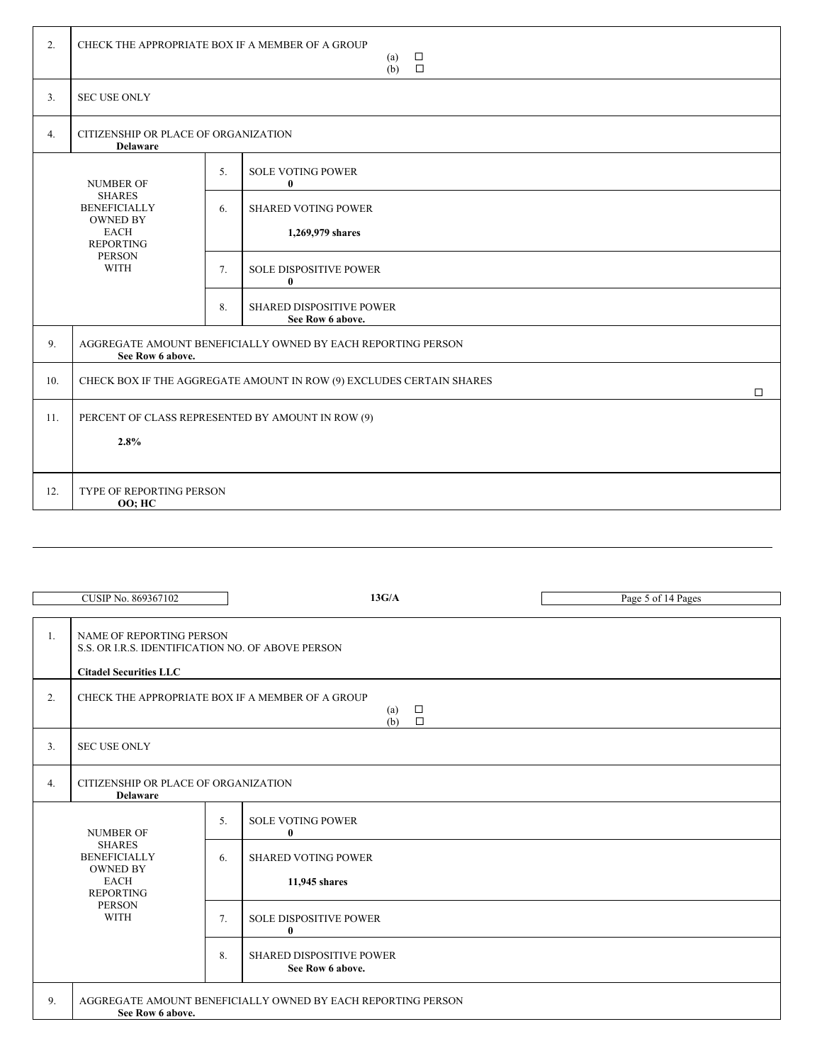| | | | |
|---|---|---|---|
| 2. | CHECK THE APPROPRIATE BOX IF A MEMBER OF A GROUP (a) ☐ (b) ☐ | | |
| 3. | SEC USE ONLY | | |
| 4. | CITIZENSHIP OR PLACE OF ORGANIZATION **Delaware** | | |
| NUMBER OF SHARES BENEFICIALLY OWNED BY EACH REPORTING PERSON WITH | | 5. | SOLE VOTING POWER **0** |
| | | 6. | SHARED VOTING POWER **1,269,979 shares** |
| | | 7. | SOLE DISPOSITIVE POWER **0** |
| | | 8. | SHARED DISPOSITIVE POWER **See Row 6 above.** |
| 9. | AGGREGATE AMOUNT BENEFICIALLY OWNED BY EACH REPORTING PERSON **See Row 6 above.** | | |
| 10. | CHECK BOX IF THE AGGREGATE AMOUNT IN ROW (9) EXCLUDES CERTAIN SHARES ☐ | | |
| 11. | PERCENT OF CLASS REPRESENTED BY AMOUNT IN ROW (9) **2.8%** | | |
| 12. | TYPE OF REPORTING PERSON **OO; HC** | | |

CUSIP No. 869367102 | 13G/A

| | | | |
|---|---|---|---|
| 1. | NAME OF REPORTING PERSON S.S. OR I.R.S. IDENTIFICATION NO. OF ABOVE PERSON **Citadel Securities LLC** | | |
| 2. | CHECK THE APPROPRIATE BOX IF A MEMBER OF A GROUP (a) ☐ (b) ☐ | | |
| 3. | SEC USE ONLY | | |
| 4. | CITIZENSHIP OR PLACE OF ORGANIZATION **Delaware** | | |
| NUMBER OF SHARES BENEFICIALLY OWNED BY EACH REPORTING PERSON WITH | | 5. | SOLE VOTING POWER **0** |
| | | 6. | SHARED VOTING POWER **11,945 shares** |
| | | 7. | SOLE DISPOSITIVE POWER **0** |
| | | 8. | SHARED DISPOSITIVE POWER **See Row 6 above.** |
| 9. | AGGREGATE AMOUNT BENEFICIALLY OWNED BY EACH REPORTING PERSON **See Row 6 above.** | | |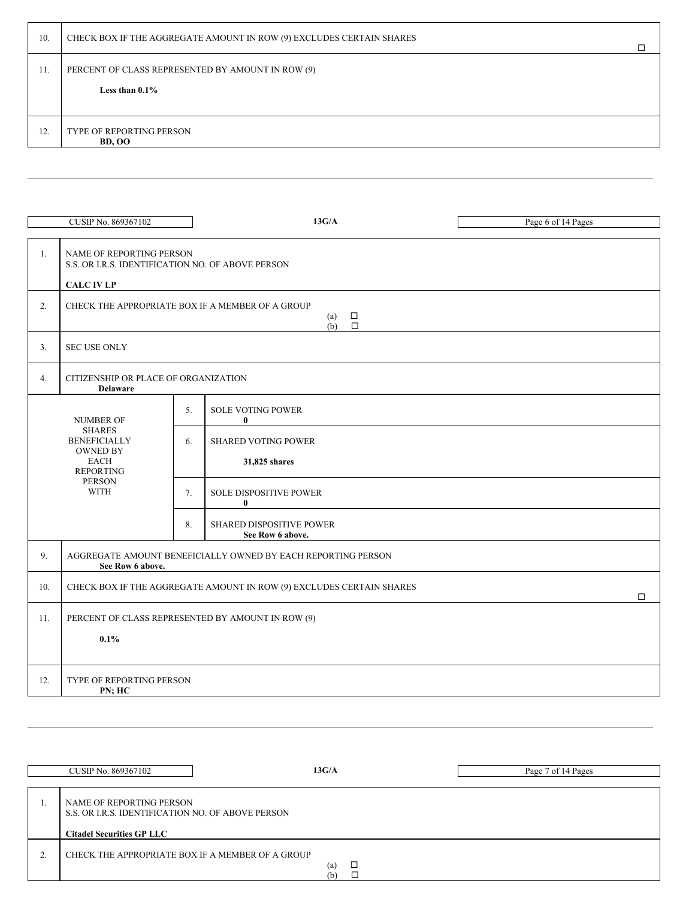| | | |
|---|---|---|
| 10. | CHECK BOX IF THE AGGREGATE AMOUNT IN ROW (9) EXCLUDES CERTAIN SHARES | ☐ |
| 11. | PERCENT OF CLASS REPRESENTED BY AMOUNT IN ROW (9)<br><br>**Less than 0.1%** | |
| 12. | TYPE OF REPORTING PERSON<br>**BD, OO** | |

---

| CUSIP No. 869367102 | 13G/A |
|---|---|

| | | | |
|---|---|---|---|
| 1. | NAME OF REPORTING PERSON<br>S.S. OR I.R.S. IDENTIFICATION NO. OF ABOVE PERSON<br><br>**CALC IV LP** | | |
| 2. | CHECK THE APPROPRIATE BOX IF A MEMBER OF A GROUP<br>(a) ☐<br>(b) ☐ | | |
| 3. | SEC USE ONLY | | |
| 4. | CITIZENSHIP OR PLACE OF ORGANIZATION<br>**Delaware** | | |
| NUMBER OF SHARES BENEFICIALLY OWNED BY EACH REPORTING PERSON WITH | 5. | SOLE VOTING POWER<br>**0** | |
| | 6. | SHARED VOTING POWER<br><br>**31,825 shares** | |
| | 7. | SOLE DISPOSITIVE POWER<br>**0** | |
| | 8. | SHARED DISPOSITIVE POWER<br>**See Row 6 above.** | |
| 9. | AGGREGATE AMOUNT BENEFICIALLY OWNED BY EACH REPORTING PERSON<br>**See Row 6 above.** | | |
| 10. | CHECK BOX IF THE AGGREGATE AMOUNT IN ROW (9) EXCLUDES CERTAIN SHARES | | ☐ |
| 11. | PERCENT OF CLASS REPRESENTED BY AMOUNT IN ROW (9)<br><br>**0.1%** | | |
| 12. | TYPE OF REPORTING PERSON<br>**PN; HC** | | |

---

| CUSIP No. 869367102 | 13G/A |
|---|---|

| | |
|---|---|
| 1. | NAME OF REPORTING PERSON<br>S.S. OR I.R.S. IDENTIFICATION NO. OF ABOVE PERSON<br><br>**Citadel Securities GP LLC** |
| 2. | CHECK THE APPROPRIATE BOX IF A MEMBER OF A GROUP<br>(a) ☐<br>(b) ☐ |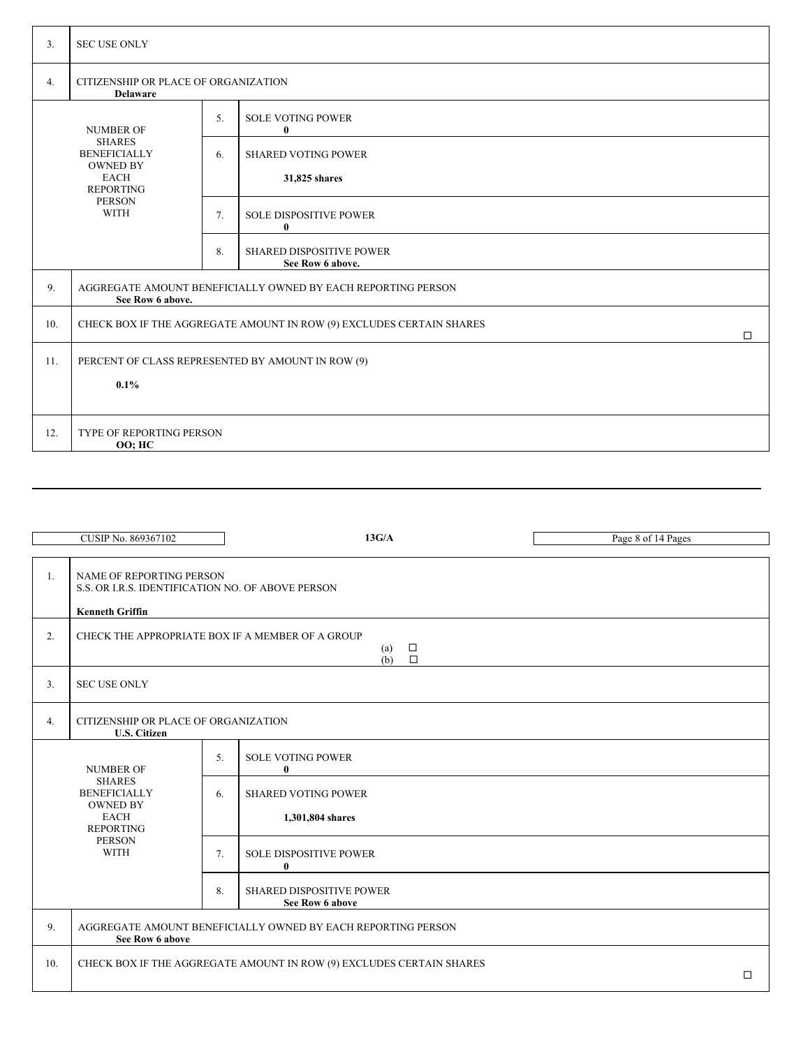| | | | |
|---|---|---|---|
| 3. | SEC USE ONLY | | |
| 4. | CITIZENSHIP OR PLACE OF ORGANIZATION<br>**Delaware** | | |
| NUMBER OF SHARES BENEFICIALLY OWNED BY EACH REPORTING PERSON WITH | | 5. | SOLE VOTING POWER<br>**0** |
| | | 6. | SHARED VOTING POWER<br>**31,825 shares** |
| | | 7. | SOLE DISPOSITIVE POWER<br>**0** |
| | | 8. | SHARED DISPOSITIVE POWER<br>**See Row 6 above.** |
| 9. | AGGREGATE AMOUNT BENEFICIALLY OWNED BY EACH REPORTING PERSON<br>**See Row 6 above.** | | |
| 10. | CHECK BOX IF THE AGGREGATE AMOUNT IN ROW (9) EXCLUDES CERTAIN SHARES ☐ | | |
| 11. | PERCENT OF CLASS REPRESENTED BY AMOUNT IN ROW (9)<br>**0.1%** | | |
| 12. | TYPE OF REPORTING PERSON<br>**OO; HC** | | |

---

CUSIP No. 869367102 **13G/A**

| | | | |
|---|---|---|---|
| 1. | NAME OF REPORTING PERSON<br>S.S. OR I.R.S. IDENTIFICATION NO. OF ABOVE PERSON<br>**Kenneth Griffin** | | |
| 2. | CHECK THE APPROPRIATE BOX IF A MEMBER OF A GROUP<br>(a) ☐<br>(b) ☐ | | |
| 3. | SEC USE ONLY | | |
| 4. | CITIZENSHIP OR PLACE OF ORGANIZATION<br>**U.S. Citizen** | | |
| NUMBER OF SHARES BENEFICIALLY OWNED BY EACH REPORTING PERSON WITH | | 5. | SOLE VOTING POWER<br>**0** |
| | | 6. | SHARED VOTING POWER<br>**1,301,804 shares** |
| | | 7. | SOLE DISPOSITIVE POWER<br>**0** |
| | | 8. | SHARED DISPOSITIVE POWER<br>**See Row 6 above** |
| 9. | AGGREGATE AMOUNT BENEFICIALLY OWNED BY EACH REPORTING PERSON<br>**See Row 6 above** | | |
| 10. | CHECK BOX IF THE AGGREGATE AMOUNT IN ROW (9) EXCLUDES CERTAIN SHARES ☐ | | |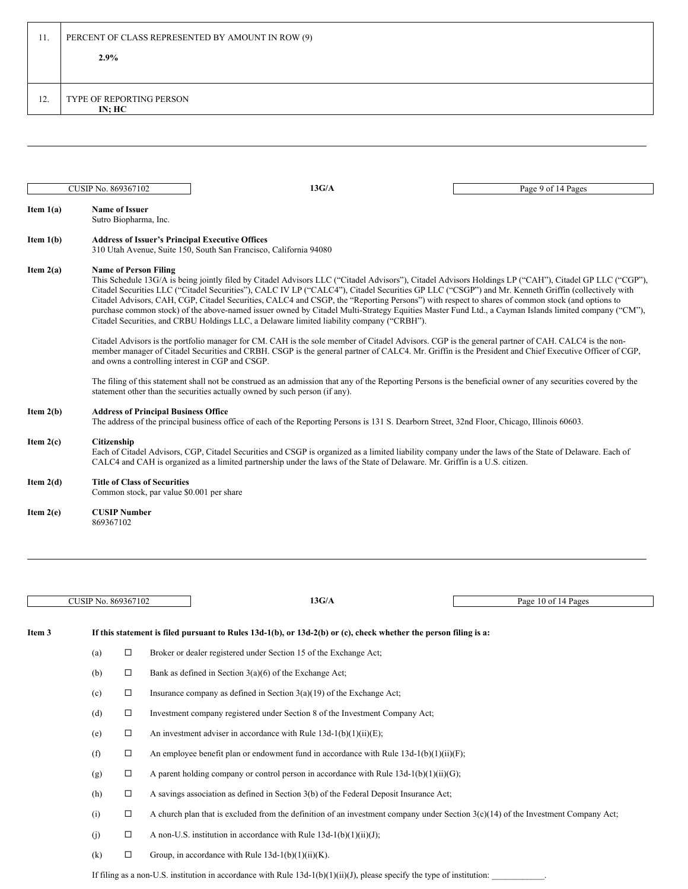| | |
|---|---|
| 11. | PERCENT OF CLASS REPRESENTED BY AMOUNT IN ROW (9)<br><br>**2.9%** |
| 12. | TYPE OF REPORTING PERSON<br>**IN; HC** |

---

CUSIP No. 869367102 **13G/A**

**Item 1(a)** **Name of Issuer**
Sutro Biopharma, Inc.

**Item 1(b)** **Address of Issuer's Principal Executive Offices**
310 Utah Avenue, Suite 150, South San Francisco, California 94080

**Item 2(a)** **Name of Person Filing**
This Schedule 13G/A is being jointly filed by Citadel Advisors LLC ("Citadel Advisors"), Citadel Advisors Holdings LP ("CAH"), Citadel GP LLC ("CGP"), Citadel Securities LLC ("Citadel Securities"), CALC IV LP ("CALC4"), Citadel Securities GP LLC ("CSGP") and Mr. Kenneth Griffin (collectively with Citadel Advisors, CAH, CGP, Citadel Securities, CALC4 and CSGP, the "Reporting Persons") with respect to shares of common stock (and options to purchase common stock) of the above-named issuer owned by Citadel Multi-Strategy Equities Master Fund Ltd., a Cayman Islands limited company ("CM"), Citadel Securities, and CRBU Holdings LLC, a Delaware limited liability company ("CRBH").

Citadel Advisors is the portfolio manager for CM. CAH is the sole member of Citadel Advisors. CGP is the general partner of CAH. CALC4 is the non-member manager of Citadel Securities and CRBH. CSGP is the general partner of CALC4. Mr. Griffin is the President and Chief Executive Officer of CGP, and owns a controlling interest in CGP and CSGP.

The filing of this statement shall not be construed as an admission that any of the Reporting Persons is the beneficial owner of any securities covered by the statement other than the securities actually owned by such person (if any).

**Item 2(b)** **Address of Principal Business Office**
The address of the principal business office of each of the Reporting Persons is 131 S. Dearborn Street, 32nd Floor, Chicago, Illinois 60603.

**Item 2(c)** **Citizenship**
Each of Citadel Advisors, CGP, Citadel Securities and CSGP is organized as a limited liability company under the laws of the State of Delaware. Each of CALC4 and CAH is organized as a limited partnership under the laws of the State of Delaware. Mr. Griffin is a U.S. citizen.

**Item 2(d)** **Title of Class of Securities**
Common stock, par value $0.001 per share

**Item 2(e)** **CUSIP Number**
869367102

---

CUSIP No. 869367102 **13G/A**

**Item 3** **If this statement is filed pursuant to Rules 13d-1(b), or 13d-2(b) or (c), check whether the person filing is a:**

(a) ☐ Broker or dealer registered under Section 15 of the Exchange Act;

(b) ☐ Bank as defined in Section 3(a)(6) of the Exchange Act;

(c) ☐ Insurance company as defined in Section 3(a)(19) of the Exchange Act;

(d) ☐ Investment company registered under Section 8 of the Investment Company Act;

(e) ☐ An investment adviser in accordance with Rule 13d-1(b)(1)(ii)(E);

(f) ☐ An employee benefit plan or endowment fund in accordance with Rule 13d-1(b)(1)(ii)(F);

(g) ☐ A parent holding company or control person in accordance with Rule 13d-1(b)(1)(ii)(G);

(h) ☐ A savings association as defined in Section 3(b) of the Federal Deposit Insurance Act;

(i) ☐ A church plan that is excluded from the definition of an investment company under Section 3(c)(14) of the Investment Company Act;

(j) ☐ A non-U.S. institution in accordance with Rule 13d-1(b)(1)(ii)(J);

(k) ☐ Group, in accordance with Rule 13d-1(b)(1)(ii)(K).

If filing as a non-U.S. institution in accordance with Rule 13d-1(b)(1)(ii)(J), please specify the type of institution: \_\_\_\_\_\_\_\_\_\_\_\_.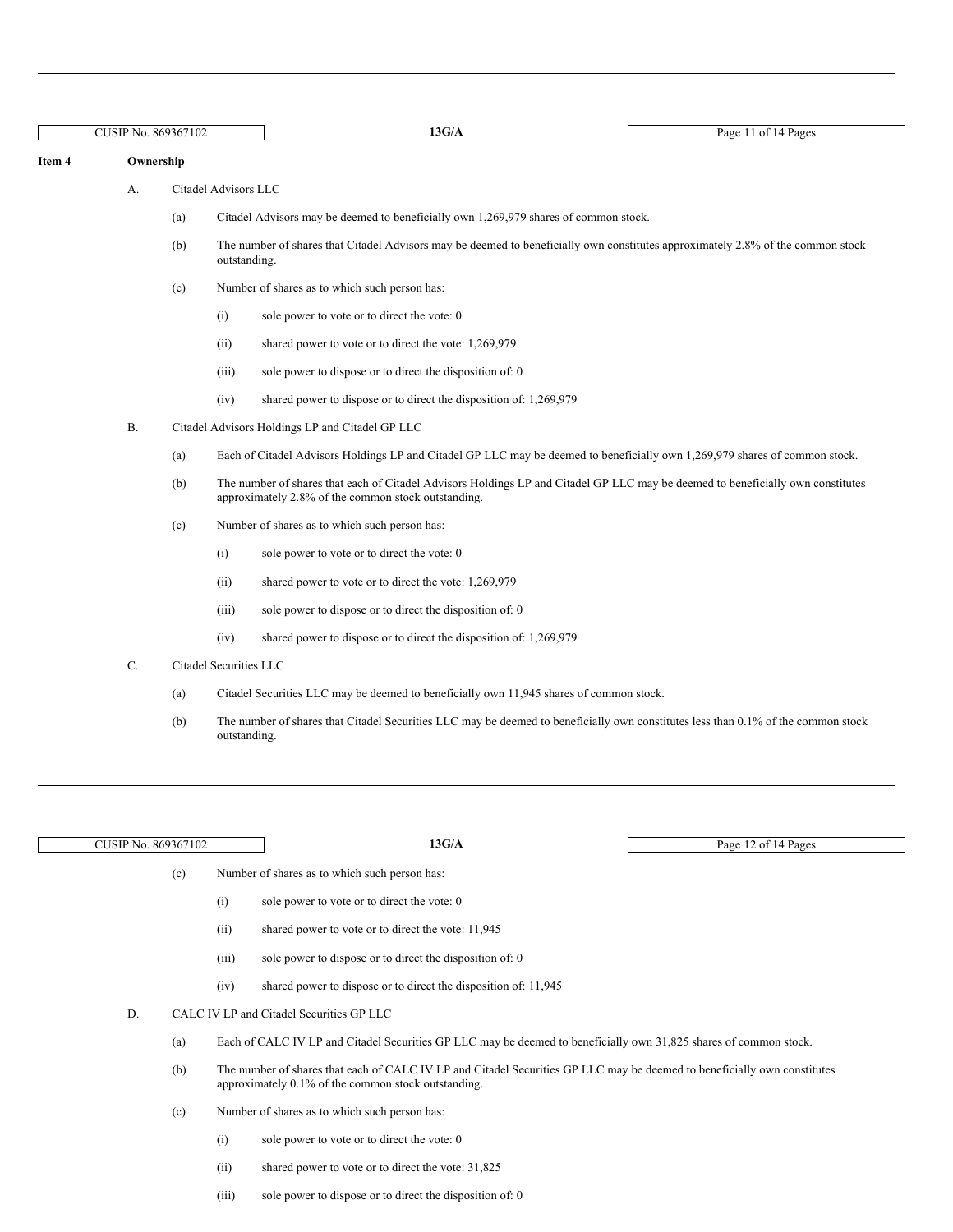**Item 4 Ownership**

A. Citadel Advisors LLC

(a) Citadel Advisors may be deemed to beneficially own 1,269,979 shares of common stock.

(b) The number of shares that Citadel Advisors may be deemed to beneficially own constitutes approximately 2.8% of the common stock outstanding.

(c) Number of shares as to which such person has:

(i) sole power to vote or to direct the vote: 0

(ii) shared power to vote or to direct the vote: 1,269,979

(iii) sole power to dispose or to direct the disposition of: 0

(iv) shared power to dispose or to direct the disposition of: 1,269,979

B. Citadel Advisors Holdings LP and Citadel GP LLC

(a) Each of Citadel Advisors Holdings LP and Citadel GP LLC may be deemed to beneficially own 1,269,979 shares of common stock.

(b) The number of shares that each of Citadel Advisors Holdings LP and Citadel GP LLC may be deemed to beneficially own constitutes approximately 2.8% of the common stock outstanding.

(c) Number of shares as to which such person has:

(i) sole power to vote or to direct the vote: 0

(ii) shared power to vote or to direct the vote: 1,269,979

(iii) sole power to dispose or to direct the disposition of: 0

(iv) shared power to dispose or to direct the disposition of: 1,269,979

C. Citadel Securities LLC

(a) Citadel Securities LLC may be deemed to beneficially own 11,945 shares of common stock.

(b) The number of shares that Citadel Securities LLC may be deemed to beneficially own constitutes less than 0.1% of the common stock outstanding.

(c) Number of shares as to which such person has:

(i) sole power to vote or to direct the vote: 0

(ii) shared power to vote or to direct the vote: 11,945

(iii) sole power to dispose or to direct the disposition of: 0

(iv) shared power to dispose or to direct the disposition of: 11,945

D. CALC IV LP and Citadel Securities GP LLC

(a) Each of CALC IV LP and Citadel Securities GP LLC may be deemed to beneficially own 31,825 shares of common stock.

(b) The number of shares that each of CALC IV LP and Citadel Securities GP LLC may be deemed to beneficially own constitutes approximately 0.1% of the common stock outstanding.

(c) Number of shares as to which such person has:

(i) sole power to vote or to direct the vote: 0

(ii) shared power to vote or to direct the vote: 31,825

(iii) sole power to dispose or to direct the disposition of: 0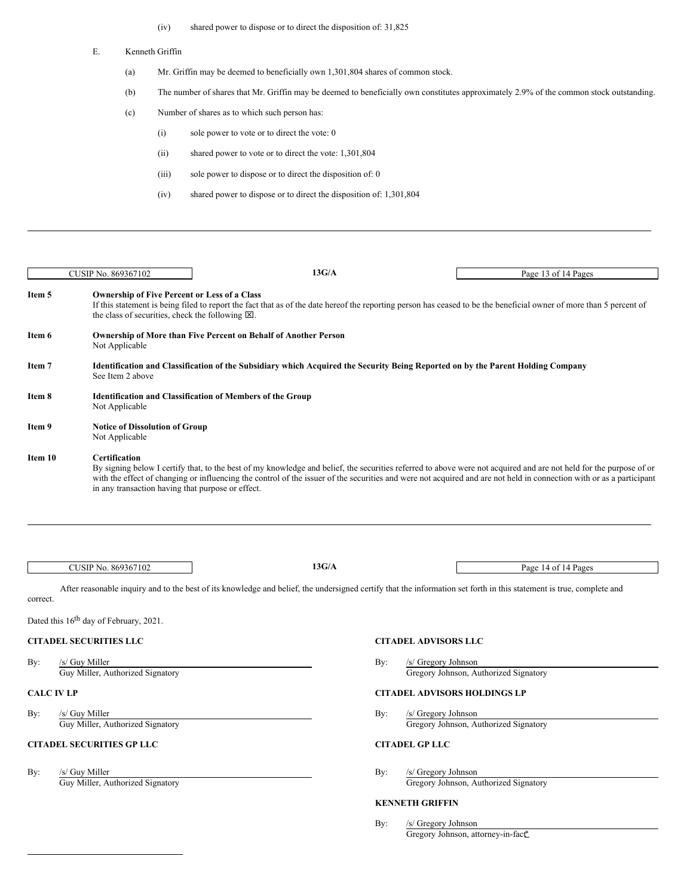(iv) shared power to dispose or to direct the disposition of: 31,825

E. Kenneth Griffin

(a) Mr. Griffin may be deemed to beneficially own 1,301,804 shares of common stock.

(b) The number of shares that Mr. Griffin may be deemed to beneficially own constitutes approximately 2.9% of the common stock outstanding.

(c) Number of shares as to which such person has:

(i) sole power to vote or to direct the vote: 0

(ii) shared power to vote or to direct the vote: 1,301,804

(iii) sole power to dispose or to direct the disposition of: 0

(iv) shared power to dispose or to direct the disposition of: 1,301,804

---

**Item 5** **Ownership of Five Percent or Less of a Class**
If this statement is being filed to report the fact that as of the date hereof the reporting person has ceased to be the beneficial owner of more than 5 percent of the class of securities, check the following ☒.

**Item 6** **Ownership of More than Five Percent on Behalf of Another Person**
Not Applicable

**Item 7** **Identification and Classification of the Subsidiary which Acquired the Security Being Reported on by the Parent Holding Company**
See Item 2 above

**Item 8** **Identification and Classification of Members of the Group**
Not Applicable

**Item 9** **Notice of Dissolution of Group**
Not Applicable

**Item 10** **Certification**
By signing below I certify that, to the best of my knowledge and belief, the securities referred to above were not acquired and are not held for the purpose of or with the effect of changing or influencing the control of the issuer of the securities and were not acquired and are not held in connection with or as a participant in any transaction having that purpose or effect.

---

After reasonable inquiry and to the best of its knowledge and belief, the undersigned certify that the information set forth in this statement is true, complete and correct.

Dated this 16th day of February, 2021.

**CITADEL SECURITIES LLC**

By: /s/ Guy Miller
Guy Miller, Authorized Signatory

**CALC IV LP**

By: /s/ Guy Miller
Guy Miller, Authorized Signatory

**CITADEL SECURITIES GP LLC**

By: /s/ Guy Miller
Guy Miller, Authorized Signatory

**CITADEL ADVISORS LLC**

By: /s/ Gregory Johnson
Gregory Johnson, Authorized Signatory

**CITADEL ADVISORS HOLDINGS LP**

By: /s/ Gregory Johnson
Gregory Johnson, Authorized Signatory

**CITADEL GP LLC**

By: /s/ Gregory Johnson
Gregory Johnson, Authorized Signatory

**KENNETH GRIFFIN**

By: /s/ Gregory Johnson
Gregory Johnson, attorney-in-fact*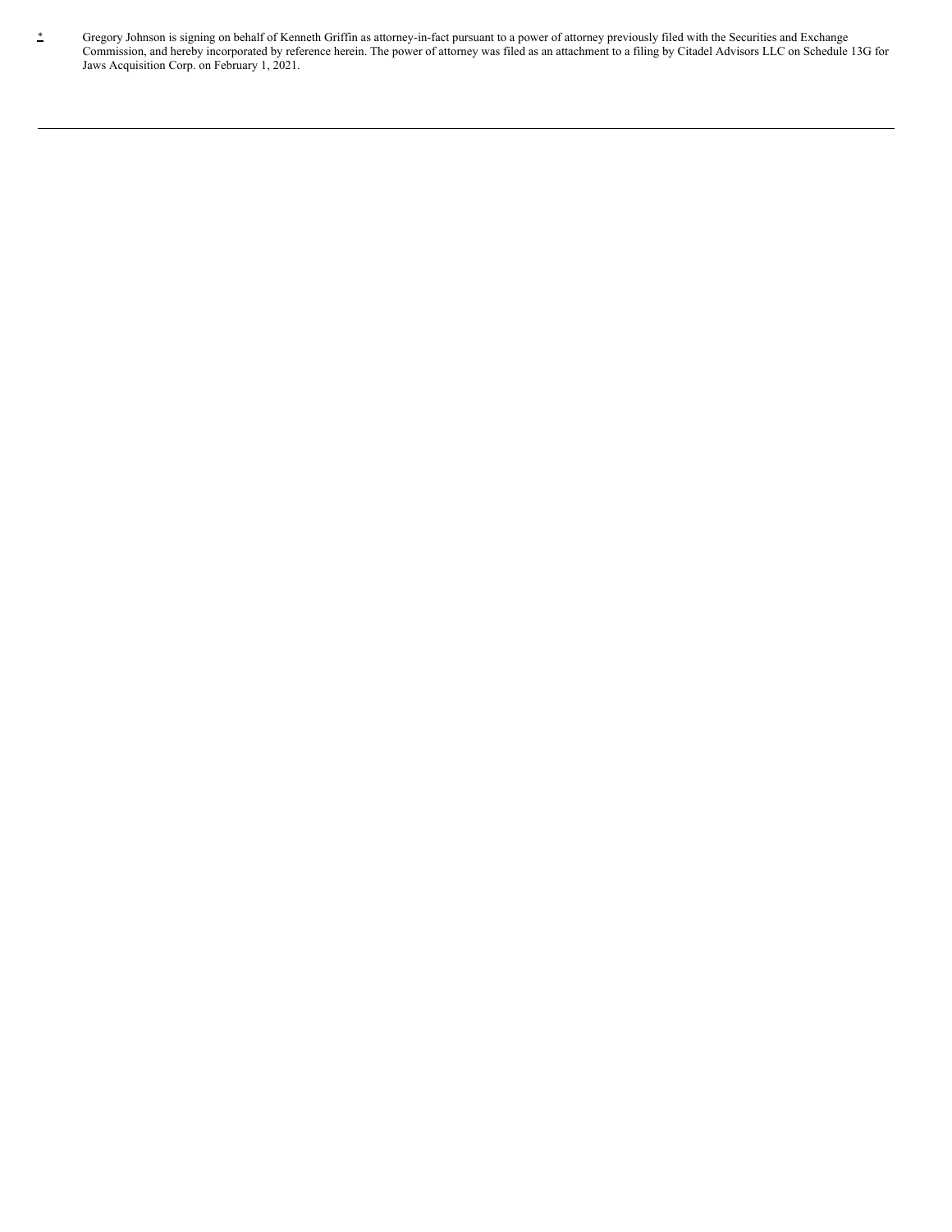* Gregory Johnson is signing on behalf of Kenneth Griffin as attorney-in-fact pursuant to a power of attorney previously filed with the Securities and Exchange Commission, and hereby incorporated by reference herein. The power of attorney was filed as an attachment to a filing by Citadel Advisors LLC on Schedule 13G for Jaws Acquisition Corp. on February 1, 2021.

---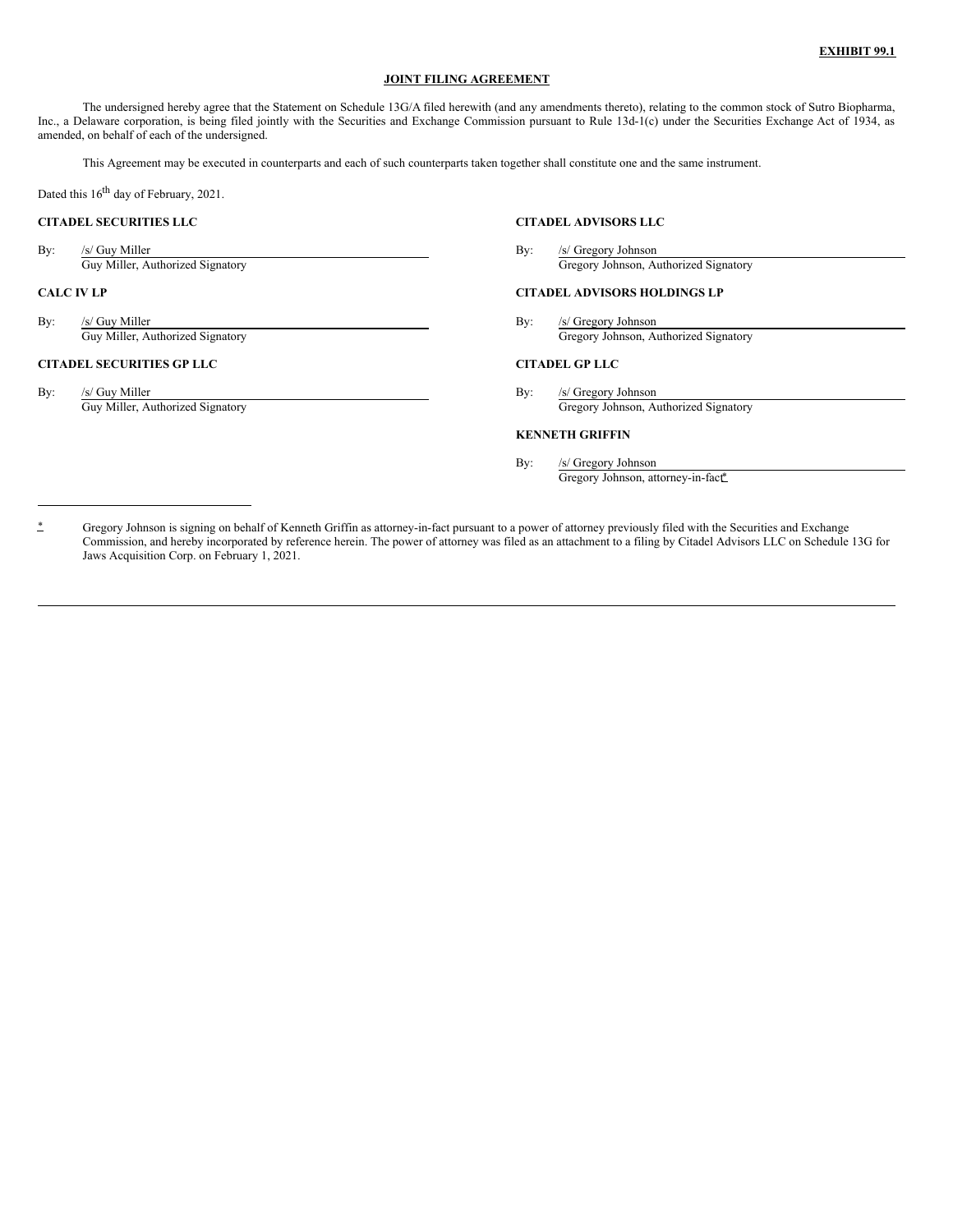**EXHIBIT 99.1**

**JOINT FILING AGREEMENT**

The undersigned hereby agree that the Statement on Schedule 13G/A filed herewith (and any amendments thereto), relating to the common stock of Sutro Biopharma, Inc., a Delaware corporation, is being filed jointly with the Securities and Exchange Commission pursuant to Rule 13d-1(c) under the Securities Exchange Act of 1934, as amended, on behalf of each of the undersigned.

This Agreement may be executed in counterparts and each of such counterparts taken together shall constitute one and the same instrument.

Dated this 16th day of February, 2021.

**CITADEL SECURITIES LLC**

By: /s/ Guy Miller
Guy Miller, Authorized Signatory

**CALC IV LP**

By: /s/ Guy Miller
Guy Miller, Authorized Signatory

**CITADEL SECURITIES GP LLC**

By: /s/ Guy Miller
Guy Miller, Authorized Signatory

**CITADEL ADVISORS LLC**

By: /s/ Gregory Johnson
Gregory Johnson, Authorized Signatory

**CITADEL ADVISORS HOLDINGS LP**

By: /s/ Gregory Johnson
Gregory Johnson, Authorized Signatory

**CITADEL GP LLC**

By: /s/ Gregory Johnson
Gregory Johnson, Authorized Signatory

**KENNETH GRIFFIN**

By: /s/ Gregory Johnson
Gregory Johnson, attorney-in-fact*

---

* Gregory Johnson is signing on behalf of Kenneth Griffin as attorney-in-fact pursuant to a power of attorney previously filed with the Securities and Exchange Commission, and hereby incorporated by reference herein. The power of attorney was filed as an attachment to a filing by Citadel Advisors LLC on Schedule 13G for Jaws Acquisition Corp. on February 1, 2021.